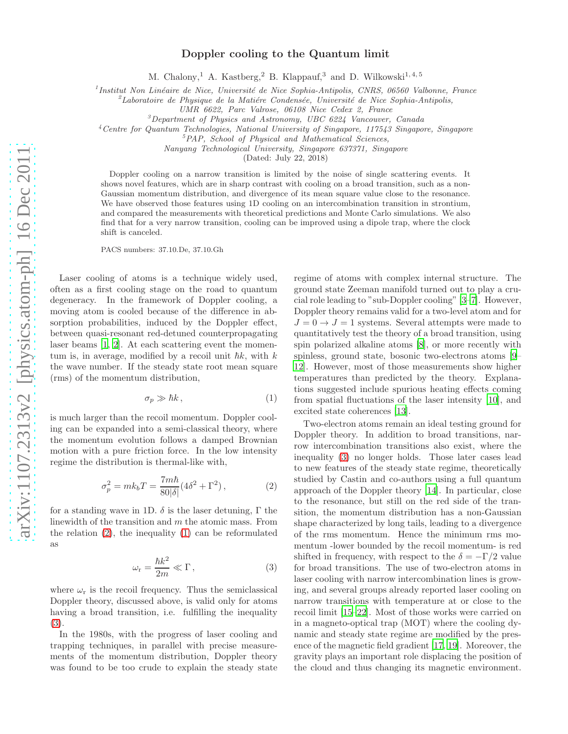# Doppler cooling to the Quantum limit

M. Chalony,[1] A. Kastberg,[2] B. Klappauf,[3] and D. Wilkowski[1,4,5]

[1] *Institut Non Linéaire de Nice, Université de Nice Sophia-Antipolis, CNRS, 06560 Valbonne, France*
[2] *Laboratoire de Physique de la Matiére Condensée, Université de Nice Sophia-Antipolis, UMR 6622, Parc Valrose, 06108 Nice Cedex 2, France*
[3] *Department of Physics and Astronomy, UBC 6224 Vancouver, Canada*
[4] *Centre for Quantum Technologies, National University of Singapore, 117543 Singapore, Singapore*
[5] *PAP, School of Physical and Mathematical Sciences, Nanyang Technological University, Singapore 637371, Singapore*

(Dated: July 22, 2018)

Doppler cooling on a narrow transition is limited by the noise of single scattering events. It shows novel features, which are in sharp contrast with cooling on a broad transition, such as a non-Gaussian momentum distribution, and divergence of its mean square value close to the resonance. We have observed those features using 1D cooling on an intercombination transition in strontium, and compared the measurements with theoretical predictions and Monte Carlo simulations. We also find that for a very narrow transition, cooling can be improved using a dipole trap, where the clock shift is canceled.

PACS numbers: 37.10.De, 37.10.Gh

Laser cooling of atoms is a technique widely used, often as a first cooling stage on the road to quantum degeneracy. In the framework of Doppler cooling, a moving atom is cooled because of the difference in absorption probabilities, induced by the Doppler effect, between quasi-resonant red-detuned counterpropagating laser beams [1, 2]. At each scattering event the momentum is, in average, modified by a recoil unit $\hbar k$, with $k$ the wave number. If the steady state root mean square (rms) of the momentum distribution,

$$\sigma_p \gg \hbar k\,, \tag{1}$$

is much larger than the recoil momentum. Doppler cooling can be expanded into a semi-classical theory, where the momentum evolution follows a damped Brownian motion with a pure friction force. In the low intensity regime the distribution is thermal-like with,

$$\sigma_p^2 = mk_bT = \frac{7m\hbar}{80|\delta|}(4\delta^2+\Gamma^2)\,, \tag{2}$$

for a standing wave in 1D. $\delta$ is the laser detuning, $\Gamma$ the linewidth of the transition and $m$ the atomic mass. From the relation (2), the inequality (1) can be reformulated as

$$\omega_{\rm r} = \frac{\hbar k^2}{2m} \ll \Gamma\,, \tag{3}$$

where $\omega_{\rm r}$ is the recoil frequency. Thus the semiclassical Doppler theory, discussed above, is valid only for atoms having a broad transition, i.e. fulfilling the inequality (3).

In the 1980s, with the progress of laser cooling and trapping techniques, in parallel with precise measurements of the momentum distribution, Doppler theory was found to be too crude to explain the steady state regime of atoms with complex internal structure. The ground state Zeeman manifold turned out to play a crucial role leading to "sub-Doppler cooling" [3–7]. However, Doppler theory remains valid for a two-level atom and for $J=0 \to J=1$ systems. Several attempts were made to quantitatively test the theory of a broad transition, using spin polarized alkaline atoms [8], or more recently with spinless, ground state, bosonic two-electrons atoms [9–12]. However, most of those measurements show higher temperatures than predicted by the theory. Explanations suggested include spurious heating effects coming from spatial fluctuations of the laser intensity [10], and excited state coherences [13].

Two-electron atoms remain an ideal testing ground for Doppler theory. In addition to broad transitions, narrow intercombination transitions also exist, where the inequality (3) no longer holds. Those later cases lead to new features of the steady state regime, theoretically studied by Castin and co-authors using a full quantum approach of the Doppler theory [14]. In particular, close to the resonance, but still on the red side of the transition, the momentum distribution has a non-Gaussian shape characterized by long tails, leading to a divergence of the rms momentum. Hence the minimum rms momentum -lower bounded by the recoil momentum- is red shifted in frequency, with respect to the $\delta=-\Gamma/2$ value for broad transitions. The use of two-electron atoms in laser cooling with narrow intercombination lines is growing, and several groups already reported laser cooling on narrow transitions with temperature at or close to the recoil limit [15–22]. Most of those works were carried on in a magneto-optical trap (MOT) where the cooling dynamic and steady state regime are modified by the presence of the magnetic field gradient [17, 19]. Moreover, the gravity plays an important role displacing the position of the cloud and thus changing its magnetic environment.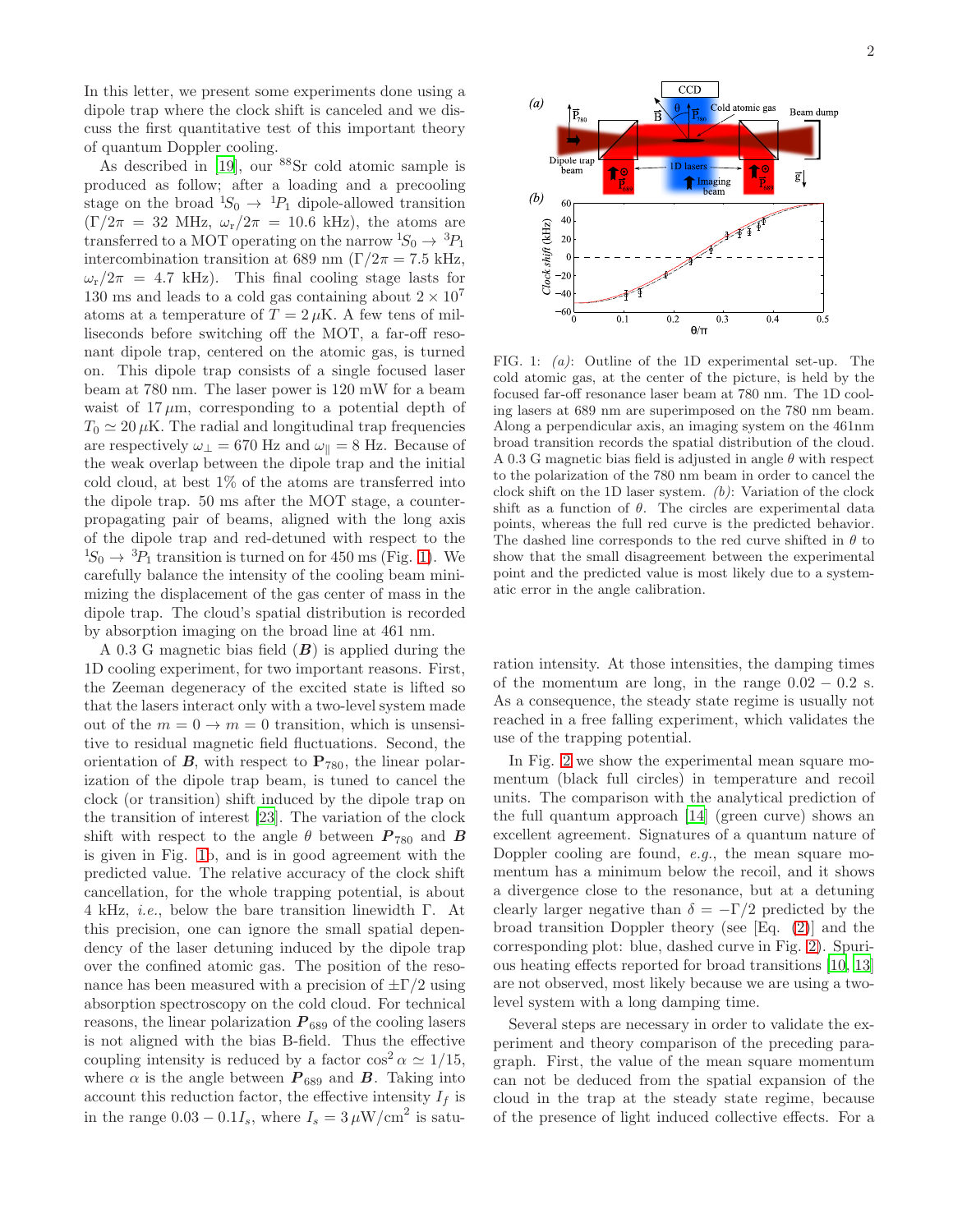In this letter, we present some experiments done using a dipole trap where the clock shift is canceled and we discuss the first quantitative test of this important theory of quantum Doppler cooling.

As described in [19], our $^{88}$Sr cold atomic sample is produced as follow; after a loading and a precooling stage on the broad $^1S_0 \rightarrow {}^1P_1$ dipole-allowed transition ($\Gamma/2\pi = 32$ MHz, $\omega_r/2\pi = 10.6$ kHz), the atoms are transferred to a MOT operating on the narrow $^1S_0 \rightarrow {}^3P_1$ intercombination transition at 689 nm ($\Gamma/2\pi = 7.5$ kHz, $\omega_r/2\pi = 4.7$ kHz). This final cooling stage lasts for 130 ms and leads to a cold gas containing about $2 \times 10^7$ atoms at a temperature of $T = 2\,\mu$K. A few tens of milliseconds before switching off the MOT, a far-off resonant dipole trap, centered on the atomic gas, is turned on. This dipole trap consists of a single focused laser beam at 780 nm. The laser power is 120 mW for a beam waist of $17\,\mu$m, corresponding to a potential depth of $T_0 \simeq 20\,\mu$K. The radial and longitudinal trap frequencies are respectively $\omega_\perp = 670$ Hz and $\omega_\parallel = 8$ Hz. Because of the weak overlap between the dipole trap and the initial cold cloud, at best 1% of the atoms are transferred into the dipole trap. 50 ms after the MOT stage, a counter-propagating pair of beams, aligned with the long axis of the dipole trap and red-detuned with respect to the $^1S_0 \rightarrow {}^3P_1$ transition is turned on for 450 ms (Fig. 1). We carefully balance the intensity of the cooling beam minimizing the displacement of the gas center of mass in the dipole trap. The cloud's spatial distribution is recorded by absorption imaging on the broad line at 461 nm.

A 0.3 G magnetic bias field ($\boldsymbol{B}$) is applied during the 1D cooling experiment, for two important reasons. First, the Zeeman degeneracy of the excited state is lifted so that the lasers interact only with a two-level system made out of the $m = 0 \rightarrow m = 0$ transition, which is unsensitive to residual magnetic field fluctuations. Second, the orientation of $\boldsymbol{B}$, with respect to $\mathbf{P}_{780}$, the linear polarization of the dipole trap beam, is tuned to cancel the clock (or transition) shift induced by the dipole trap on the transition of interest [23]. The variation of the clock shift with respect to the angle $\theta$ between $\boldsymbol{P}_{780}$ and $\boldsymbol{B}$ is given in Fig. 1b, and is in good agreement with the predicted value. The relative accuracy of the clock shift cancellation, for the whole trapping potential, is about 4 kHz, *i.e.*, below the bare transition linewidth $\Gamma$. At this precision, one can ignore the small spatial dependency of the laser detuning induced by the dipole trap over the confined atomic gas. The position of the resonance has been measured with a precision of $\pm\Gamma/2$ using absorption spectroscopy on the cold cloud. For technical reasons, the linear polarization $\boldsymbol{P}_{689}$ of the cooling lasers is not aligned with the bias B-field. Thus the effective coupling intensity is reduced by a factor $\cos^2\alpha \simeq 1/15$, where $\alpha$ is the angle between $\boldsymbol{P}_{689}$ and $\boldsymbol{B}$. Taking into account this reduction factor, the effective intensity $I_f$ is in the range $0.03 - 0.1 I_s$, where $I_s = 3\,\mu\text{W/cm}^2$ is saturation intensity. At those intensities, the damping times of the momentum are long, in the range $0.02 - 0.2$ s. As a consequence, the steady state regime is usually not reached in a free falling experiment, which validates the use of the trapping potential.

FIG. 1: *(a)*: Outline of the 1D experimental set-up. The cold atomic gas, at the center of the picture, is held by the focused far-off resonance laser beam at 780 nm. The 1D cooling lasers at 689 nm are superimposed on the 780 nm beam. Along a perpendicular axis, an imaging system on the 461nm broad transition records the spatial distribution of the cloud. A 0.3 G magnetic bias field is adjusted in angle $\theta$ with respect to the polarization of the 780 nm beam in order to cancel the clock shift on the 1D laser system. *(b)*: Variation of the clock shift as a function of $\theta$. The circles are experimental data points, whereas the full red curve is the predicted behavior. The dashed line corresponds to the red curve shifted in $\theta$ to show that the small disagreement between the experimental point and the predicted value is most likely due to a systematic error in the angle calibration.

In Fig. 2 we show the experimental mean square momentum (black full circles) in temperature and recoil units. The comparison with the analytical prediction of the full quantum approach [14] (green curve) shows an excellent agreement. Signatures of a quantum nature of Doppler cooling are found, *e.g.*, the mean square momentum has a minimum below the recoil, and it shows a divergence close to the resonance, but at a detuning clearly larger negative than $\delta = -\Gamma/2$ predicted by the broad transition Doppler theory (see [Eq. (2)] and the corresponding plot: blue, dashed curve in Fig. 2). Spurious heating effects reported for broad transitions [10, 13] are not observed, most likely because we are using a two-level system with a long damping time.

Several steps are necessary in order to validate the experiment and theory comparison of the preceding paragraph. First, the value of the mean square momentum can not be deduced from the spatial expansion of the cloud in the trap at the steady state regime, because of the presence of light induced collective effects. For a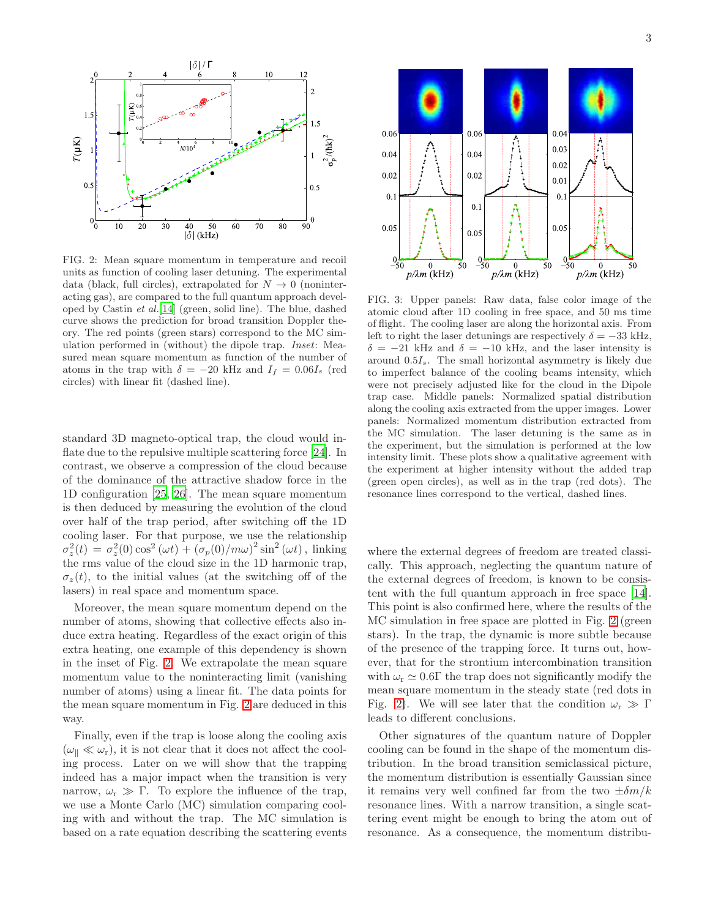FIG. 2: Mean square momentum in temperature and recoil units as function of cooling laser detuning. The experimental data (black, full circles), extrapolated for $N \to 0$ (noninteracting gas), are compared to the full quantum approach developed by Castin *et al.* [14] (green, solid line). The blue, dashed curve shows the prediction for broad transition Doppler theory. The red points (green stars) correspond to the MC simulation performed in (without) the dipole trap. *Inset*: Measured mean square momentum as function of the number of atoms in the trap with $\delta = -20$ kHz and $I_f = 0.06 I_s$ (red circles) with linear fit (dashed line).

FIG. 3: Upper panels: Raw data, false color image of the atomic cloud after 1D cooling in free space, and 50 ms time of flight. The cooling laser are along the horizontal axis. From left to right the laser detunings are respectively $\delta = -33$ kHz, $\delta = -21$ kHz and $\delta = -10$ kHz, and the laser intensity is around $0.5 I_s$. The small horizontal asymmetry is likely due to imperfect balance of the cooling beams intensity, which were not precisely adjusted like for the cloud in the Dipole trap case. Middle panels: Normalized spatial distribution along the cooling axis extracted from the upper images. Lower panels: Normalized momentum distribution extracted from the MC simulation. The laser detuning is the same as in the experiment, but the simulation is performed at the low intensity limit. These plots show a qualitative agreement with the experiment at higher intensity without the added trap (green open circles), as well as in the trap (red dots). The resonance lines correspond to the vertical, dashed lines.

standard 3D magneto-optical trap, the cloud would inflate due to the repulsive multiple scattering force [24]. In contrast, we observe a compression of the cloud because of the dominance of the attractive shadow force in the 1D configuration [25, 26]. The mean square momentum is then deduced by measuring the evolution of the cloud over half of the trap period, after switching off the 1D cooling laser. For that purpose, we use the relationship $\sigma_z^2(t) = \sigma_z^2(0)\cos^2(\omega t) + (\sigma_p(0)/m\omega)^2 \sin^2(\omega t)$, linking the rms value of the cloud size in the 1D harmonic trap, $\sigma_z(t)$, to the initial values (at the switching off of the lasers) in real space and momentum space.

Moreover, the mean square momentum depend on the number of atoms, showing that collective effects also induce extra heating. Regardless of the exact origin of this extra heating, one example of this dependency is shown in the inset of Fig. 2. We extrapolate the mean square momentum value to the noninteracting limit (vanishing number of atoms) using a linear fit. The data points for the mean square momentum in Fig. 2 are deduced in this way.

Finally, even if the trap is loose along the cooling axis ($\omega_\parallel \ll \omega_r$), it is not clear that it does not affect the cooling process. Later on we will show that the trapping indeed has a major impact when the transition is very narrow, $\omega_r \gg \Gamma$. To explore the influence of the trap, we use a Monte Carlo (MC) simulation comparing cooling with and without the trap. The MC simulation is based on a rate equation describing the scattering events where the external degrees of freedom are treated classically. This approach, neglecting the quantum nature of the external degrees of freedom, is known to be consistent with the full quantum approach in free space [14]. This point is also confirmed here, where the results of the MC simulation in free space are plotted in Fig. 2 (green stars). In the trap, the dynamic is more subtle because of the presence of the trapping force. It turns out, however, that for the strontium intercombination transition with $\omega_r \simeq 0.6\Gamma$ the trap does not significantly modify the mean square momentum in the steady state (red dots in Fig. 2). We will see later that the condition $\omega_r \gg \Gamma$ leads to different conclusions.

Other signatures of the quantum nature of Doppler cooling can be found in the shape of the momentum distribution. In the broad transition semiclassical picture, the momentum distribution is essentially Gaussian since it remains very well confined far from the two $\pm\delta m/k$ resonance lines. With a narrow transition, a single scattering event might be enough to bring the atom out of resonance. As a consequence, the momentum distribu-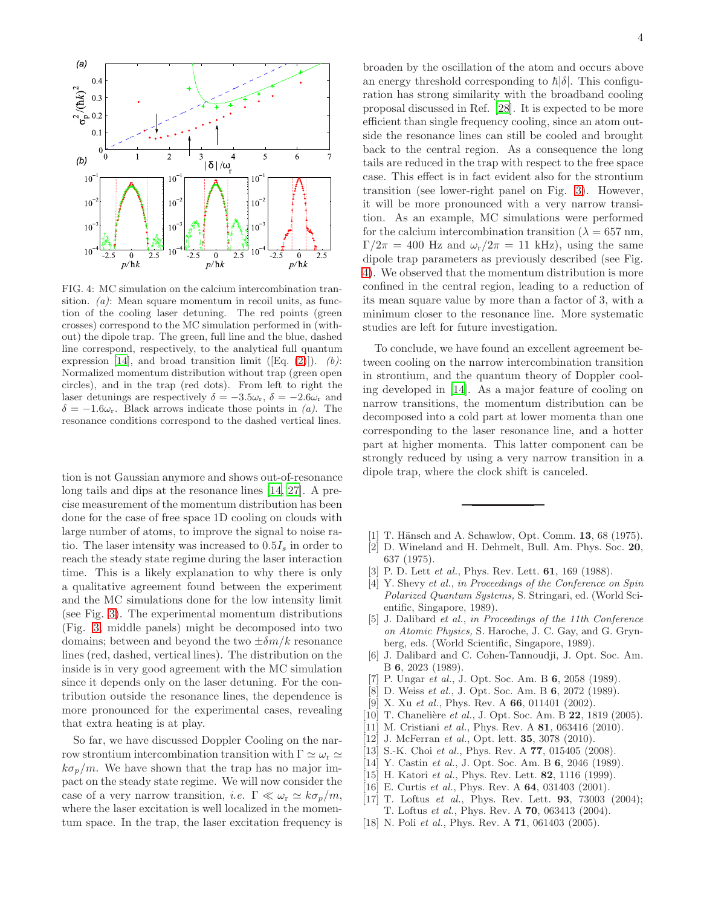FIG. 4: MC simulation on the calcium intercombination transition. *(a)*: Mean square momentum in recoil units, as function of the cooling laser detuning. The red points (green crosses) correspond to the MC simulation performed in (without) the dipole trap. The green, full line and the blue, dashed line correspond, respectively, to the analytical full quantum expression [14], and broad transition limit ([Eq. (2)]). *(b)*: Normalized momentum distribution without trap (green open circles), and in the trap (red dots). From left to right the laser detunings are respectively $\delta = -3.5\omega_r$, $\delta = -2.6\omega_r$ and $\delta = -1.6\omega_r$. Black arrows indicate those points in *(a)*. The resonance conditions correspond to the dashed vertical lines.

tion is not Gaussian anymore and shows out-of-resonance long tails and dips at the resonance lines [14, 27]. A precise measurement of the momentum distribution has been done for the case of free space 1D cooling on clouds with large number of atoms, to improve the signal to noise ratio. The laser intensity was increased to $0.5I_s$ in order to reach the steady state regime during the laser interaction time. This is a likely explanation to why there is only a qualitative agreement found between the experiment and the MC simulations done for the low intensity limit (see Fig. 3). The experimental momentum distributions (Fig. 3, middle panels) might be decomposed into two domains; between and beyond the two $\pm\delta m/k$ resonance lines (red, dashed, vertical lines). The distribution on the inside is in very good agreement with the MC simulation since it depends only on the laser detuning. For the contribution outside the resonance lines, the dependence is more pronounced for the experimental cases, revealing that extra heating is at play.

So far, we have discussed Doppler Cooling on the narrow strontium intercombination transition with $\Gamma \simeq \omega_r \simeq k\sigma_p/m$. We have shown that the trap has no major impact on the steady state regime. We will now consider the case of a very narrow transition, *i.e.* $\Gamma \ll \omega_r \simeq k\sigma_p/m$, where the laser excitation is well localized in the momentum space. In the trap, the laser excitation frequency is broaden by the oscillation of the atom and occurs above an energy threshold corresponding to $\hbar|\delta|$. This configuration has strong similarity with the broadband cooling proposal discussed in Ref. [28]. It is expected to be more efficient than single frequency cooling, since an atom outside the resonance lines can still be cooled and brought back to the central region. As a consequence the long tails are reduced in the trap with respect to the free space case. This effect is in fact evident also for the strontium transition (see lower-right panel on Fig. 3). However, it will be more pronounced with a very narrow transition. As an example, MC simulations were performed for the calcium intercombination transition ($\lambda = 657$ nm, $\Gamma/2\pi = 400$ Hz and $\omega_r/2\pi = 11$ kHz), using the same dipole trap parameters as previously described (see Fig. 4). We observed that the momentum distribution is more confined in the central region, leading to a reduction of its mean square value by more than a factor of 3, with a minimum closer to the resonance line. More systematic studies are left for future investigation.

To conclude, we have found an excellent agreement between cooling on the narrow intercombination transition in strontium, and the quantum theory of Doppler cooling developed in [14]. As a major feature of cooling on narrow transitions, the momentum distribution can be decomposed into a cold part at lower momenta than one corresponding to the laser resonance line, and a hotter part at higher momenta. This latter component can be strongly reduced by using a very narrow transition in a dipole trap, where the clock shift is canceled.

---

[1] T. Hänsch and A. Schawlow, Opt. Comm. **13**, 68 (1975).
[2] D. Wineland and H. Dehmelt, Bull. Am. Phys. Soc. **20**, 637 (1975).
[3] P. D. Lett *et al.*, Phys. Rev. Lett. **61**, 169 (1988).
[4] Y. Shevy *et al.*, *in Proceedings of the Conference on Spin Polarized Quantum Systems,* S. Stringari, ed. (World Scientific, Singapore, 1989).
[5] J. Dalibard *et al.*, *in Proceedings of the 11th Conference on Atomic Physics,* S. Haroche, J. C. Gay, and G. Grynberg, eds. (World Scientific, Singapore, 1989).
[6] J. Dalibard and C. Cohen-Tannoudji, J. Opt. Soc. Am. B **6**, 2023 (1989).
[7] P. Ungar *et al.*, J. Opt. Soc. Am. B **6**, 2058 (1989).
[8] D. Weiss *et al.*, J. Opt. Soc. Am. B **6**, 2072 (1989).
[9] X. Xu *et al.*, Phys. Rev. A **66**, 011401 (2002).
[10] T. Chanelière *et al.*, J. Opt. Soc. Am. B **22**, 1819 (2005).
[11] M. Cristiani *et al.*, Phys. Rev. A **81**, 063416 (2010).
[12] J. McFerran *et al.*, Opt. lett. **35**, 3078 (2010).
[13] S.-K. Choi *et al.*, Phys. Rev. A **77**, 015405 (2008).
[14] Y. Castin *et al.*, J. Opt. Soc. Am. B **6**, 2046 (1989).
[15] H. Katori *et al.*, Phys. Rev. Lett. **82**, 1116 (1999).
[16] E. Curtis *et al.*, Phys. Rev. A **64**, 031403 (2001).
[17] T. Loftus *et al.*, Phys. Rev. Lett. **93**, 73003 (2004); T. Loftus *et al.*, Phys. Rev. A **70**, 063413 (2004).
[18] N. Poli *et al.*, Phys. Rev. A **71**, 061403 (2005).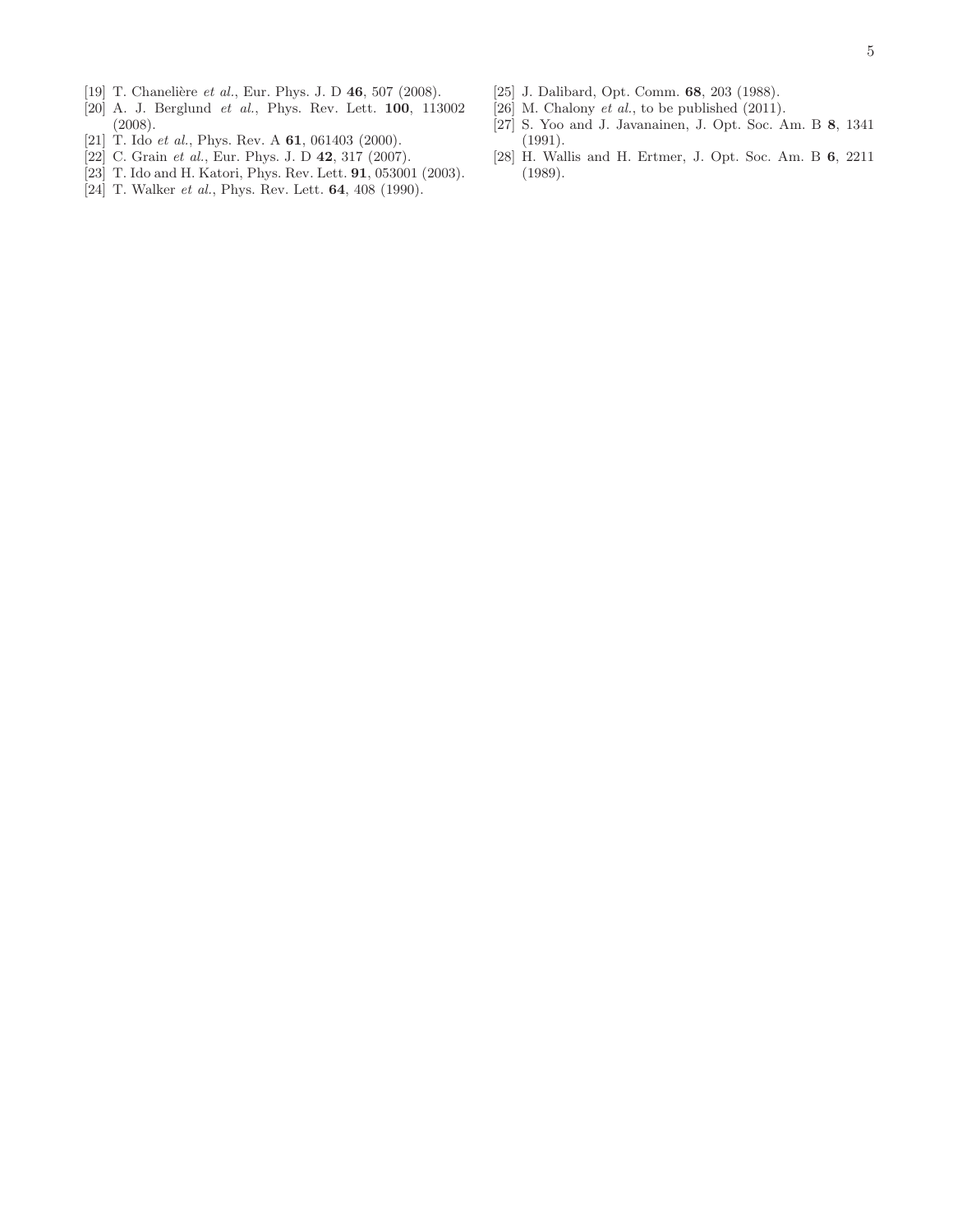[19] T. Chanelière *et al.*, Eur. Phys. J. D **46**, 507 (2008).

[20] A. J. Berglund *et al.*, Phys. Rev. Lett. **100**, 113002 (2008).

[21] T. Ido *et al.*, Phys. Rev. A **61**, 061403 (2000).

[22] C. Grain *et al.*, Eur. Phys. J. D **42**, 317 (2007).

[23] T. Ido and H. Katori, Phys. Rev. Lett. **91**, 053001 (2003).

[24] T. Walker *et al.*, Phys. Rev. Lett. **64**, 408 (1990).

[25] J. Dalibard, Opt. Comm. **68**, 203 (1988).

[26] M. Chalony *et al.*, to be published (2011).

[27] S. Yoo and J. Javanainen, J. Opt. Soc. Am. B **8**, 1341 (1991).

[28] H. Wallis and H. Ertmer, J. Opt. Soc. Am. B **6**, 2211 (1989).